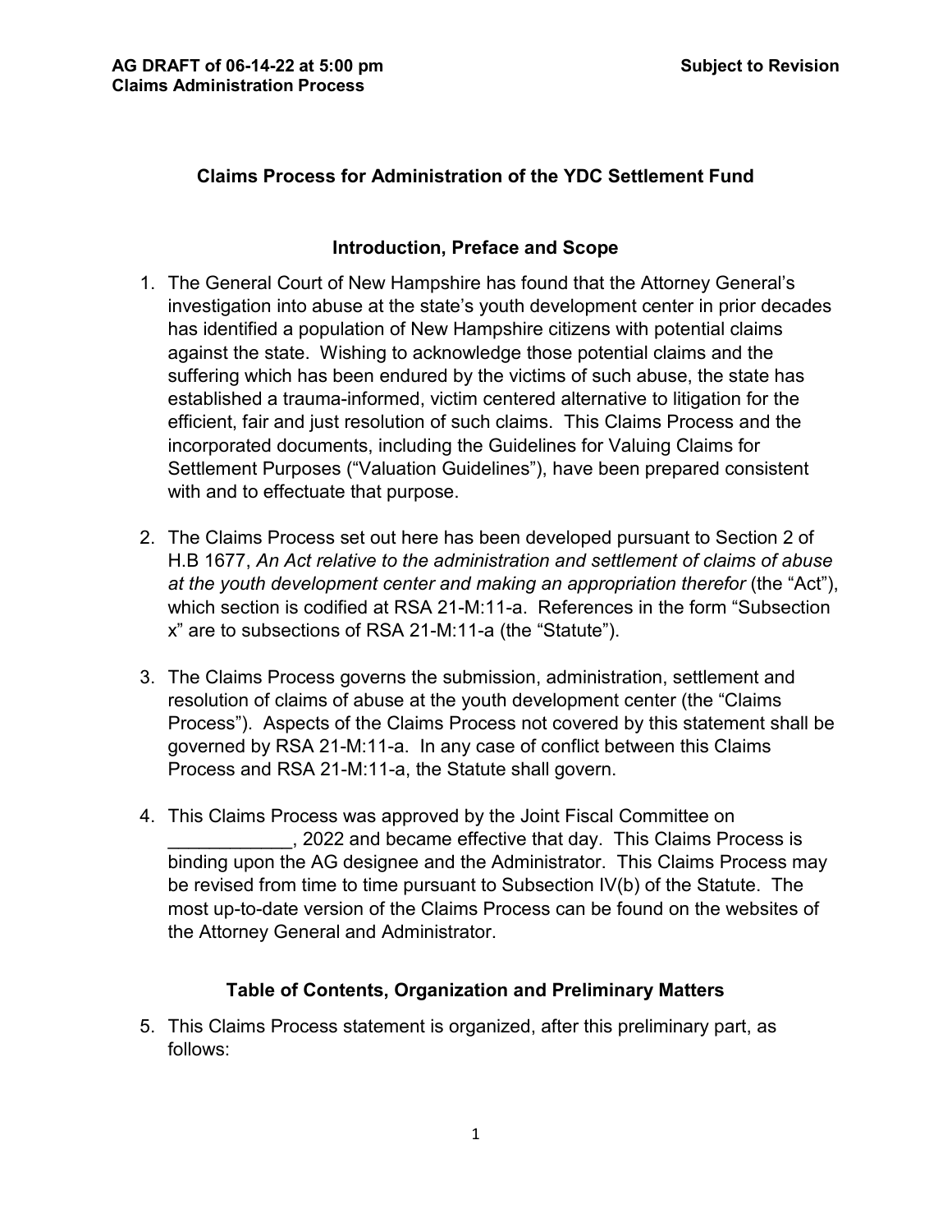# Claims Process for Administration of the YDC Settlement Fund

## Introduction, Preface and Scope

1. The General Court of New Hampshire has found that the Attorney General's investigation into abuse at the state's youth development center in prior decades has identified a population of New Hampshire citizens with potential claims against the state. Wishing to acknowledge those potential claims and the suffering which has been endured by the victims of such abuse, the state has established a trauma-informed, victim centered alternative to litigation for the efficient, fair and just resolution of such claims. This Claims Process and the incorporated documents, including the Guidelines for Valuing Claims for Settlement Purposes ("Valuation Guidelines"), have been prepared consistent with and to effectuate that purpose.

2. The Claims Process set out here has been developed pursuant to Section 2 of H.B 1677, *An Act relative to the administration and settlement of claims of abuse at the youth development center and making an appropriation therefor* (the "Act"), which section is codified at RSA 21-M:11-a. References in the form "Subsection x" are to subsections of RSA 21-M:11-a (the "Statute").

3. The Claims Process governs the submission, administration, settlement and resolution of claims of abuse at the youth development center (the "Claims Process"). Aspects of the Claims Process not covered by this statement shall be governed by RSA 21-M:11-a. In any case of conflict between this Claims Process and RSA 21-M:11-a, the Statute shall govern.

4. This Claims Process was approved by the Joint Fiscal Committee on ____________, 2022 and became effective that day. This Claims Process is binding upon the AG designee and the Administrator. This Claims Process may be revised from time to time pursuant to Subsection IV(b) of the Statute. The most up-to-date version of the Claims Process can be found on the websites of the Attorney General and Administrator.

## Table of Contents, Organization and Preliminary Matters

5. This Claims Process statement is organized, after this preliminary part, as follows: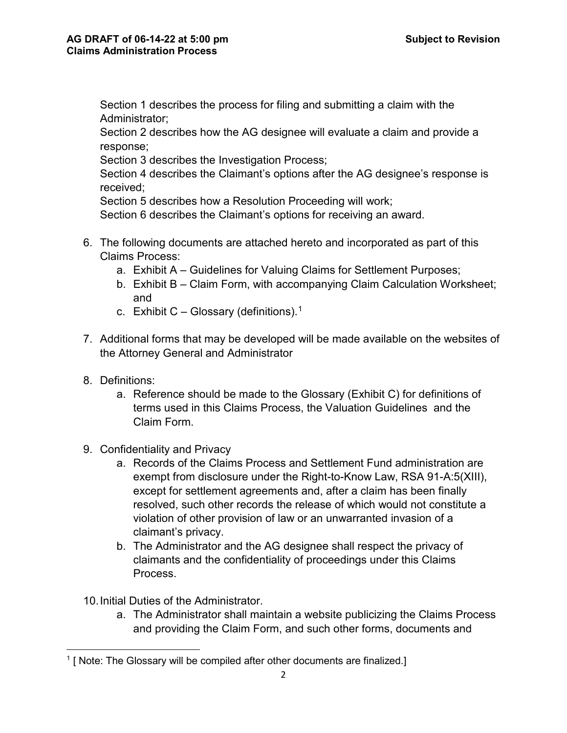Section 1 describes the process for filing and submitting a claim with the Administrator;
Section 2 describes how the AG designee will evaluate a claim and provide a response;
Section 3 describes the Investigation Process;
Section 4 describes the Claimant's options after the AG designee's response is received;
Section 5 describes how a Resolution Proceeding will work;
Section 6 describes the Claimant's options for receiving an award.

6. The following documents are attached hereto and incorporated as part of this Claims Process:
   a. Exhibit A – Guidelines for Valuing Claims for Settlement Purposes;
   b. Exhibit B – Claim Form, with accompanying Claim Calculation Worksheet; and
   c. Exhibit C – Glossary (definitions).[1]

7. Additional forms that may be developed will be made available on the websites of the Attorney General and Administrator

8. Definitions:
   a. Reference should be made to the Glossary (Exhibit C) for definitions of terms used in this Claims Process, the Valuation Guidelines and the Claim Form.

9. Confidentiality and Privacy
   a. Records of the Claims Process and Settlement Fund administration are exempt from disclosure under the Right-to-Know Law, RSA 91-A:5(XIII), except for settlement agreements and, after a claim has been finally resolved, such other records the release of which would not constitute a violation of other provision of law or an unwarranted invasion of a claimant's privacy.
   b. The Administrator and the AG designee shall respect the privacy of claimants and the confidentiality of proceedings under this Claims Process.

10. Initial Duties of the Administrator.
    a. The Administrator shall maintain a website publicizing the Claims Process and providing the Claim Form, and such other forms, documents and

---

[1] [ Note: The Glossary will be compiled after other documents are finalized.]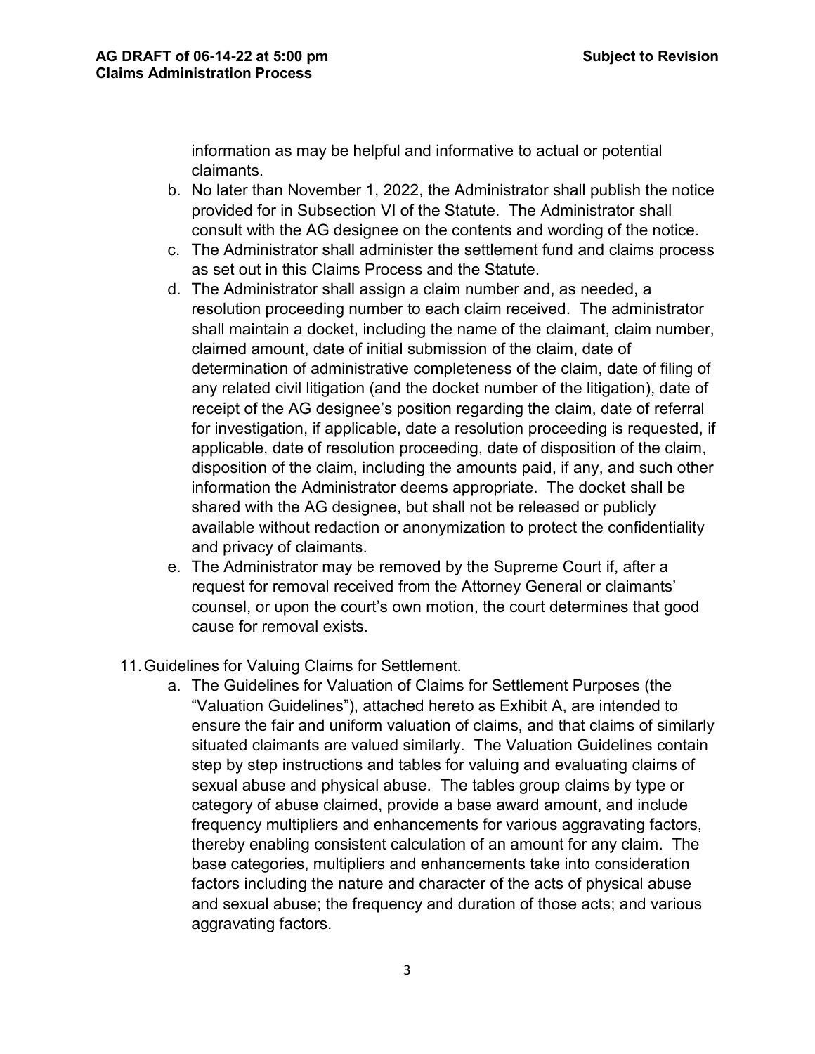information as may be helpful and informative to actual or potential claimants.

b. No later than November 1, 2022, the Administrator shall publish the notice provided for in Subsection VI of the Statute. The Administrator shall consult with the AG designee on the contents and wording of the notice.

c. The Administrator shall administer the settlement fund and claims process as set out in this Claims Process and the Statute.

d. The Administrator shall assign a claim number and, as needed, a resolution proceeding number to each claim received. The administrator shall maintain a docket, including the name of the claimant, claim number, claimed amount, date of initial submission of the claim, date of determination of administrative completeness of the claim, date of filing of any related civil litigation (and the docket number of the litigation), date of receipt of the AG designee's position regarding the claim, date of referral for investigation, if applicable, date a resolution proceeding is requested, if applicable, date of resolution proceeding, date of disposition of the claim, disposition of the claim, including the amounts paid, if any, and such other information the Administrator deems appropriate. The docket shall be shared with the AG designee, but shall not be released or publicly available without redaction or anonymization to protect the confidentiality and privacy of claimants.

e. The Administrator may be removed by the Supreme Court if, after a request for removal received from the Attorney General or claimants' counsel, or upon the court's own motion, the court determines that good cause for removal exists.

11. Guidelines for Valuing Claims for Settlement.

a. The Guidelines for Valuation of Claims for Settlement Purposes (the "Valuation Guidelines"), attached hereto as Exhibit A, are intended to ensure the fair and uniform valuation of claims, and that claims of similarly situated claimants are valued similarly. The Valuation Guidelines contain step by step instructions and tables for valuing and evaluating claims of sexual abuse and physical abuse. The tables group claims by type or category of abuse claimed, provide a base award amount, and include frequency multipliers and enhancements for various aggravating factors, thereby enabling consistent calculation of an amount for any claim. The base categories, multipliers and enhancements take into consideration factors including the nature and character of the acts of physical abuse and sexual abuse; the frequency and duration of those acts; and various aggravating factors.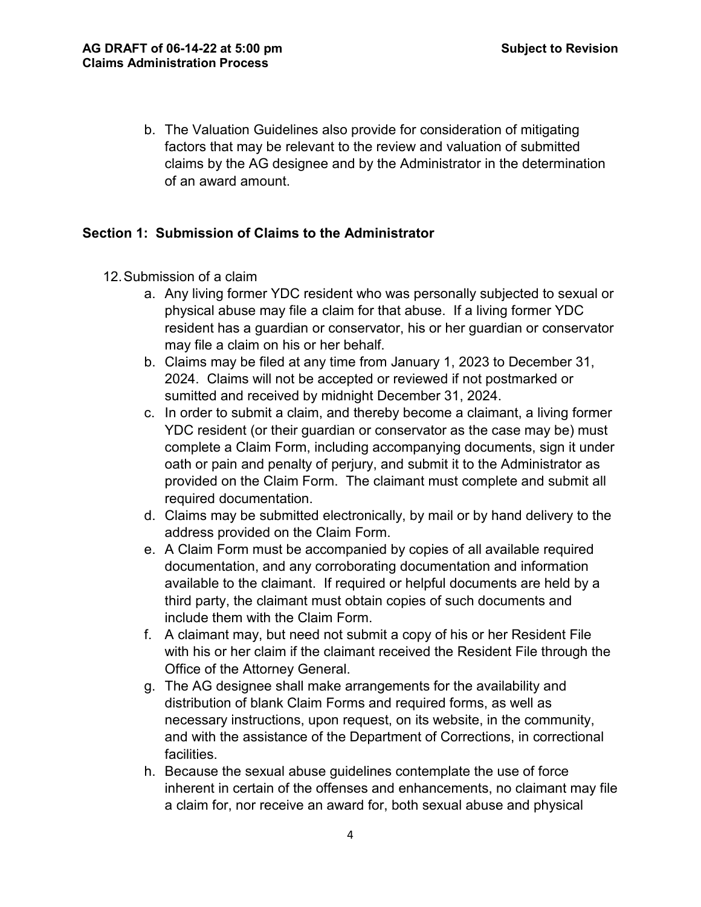b. The Valuation Guidelines also provide for consideration of mitigating factors that may be relevant to the review and valuation of submitted claims by the AG designee and by the Administrator in the determination of an award amount.

## Section 1: Submission of Claims to the Administrator

12. Submission of a claim

    a. Any living former YDC resident who was personally subjected to sexual or physical abuse may file a claim for that abuse. If a living former YDC resident has a guardian or conservator, his or her guardian or conservator may file a claim on his or her behalf.

    b. Claims may be filed at any time from January 1, 2023 to December 31, 2024. Claims will not be accepted or reviewed if not postmarked or sumitted and received by midnight December 31, 2024.

    c. In order to submit a claim, and thereby become a claimant, a living former YDC resident (or their guardian or conservator as the case may be) must complete a Claim Form, including accompanying documents, sign it under oath or pain and penalty of perjury, and submit it to the Administrator as provided on the Claim Form. The claimant must complete and submit all required documentation.

    d. Claims may be submitted electronically, by mail or by hand delivery to the address provided on the Claim Form.

    e. A Claim Form must be accompanied by copies of all available required documentation, and any corroborating documentation and information available to the claimant. If required or helpful documents are held by a third party, the claimant must obtain copies of such documents and include them with the Claim Form.

    f. A claimant may, but need not submit a copy of his or her Resident File with his or her claim if the claimant received the Resident File through the Office of the Attorney General.

    g. The AG designee shall make arrangements for the availability and distribution of blank Claim Forms and required forms, as well as necessary instructions, upon request, on its website, in the community, and with the assistance of the Department of Corrections, in correctional facilities.

    h. Because the sexual abuse guidelines contemplate the use of force inherent in certain of the offenses and enhancements, no claimant may file a claim for, nor receive an award for, both sexual abuse and physical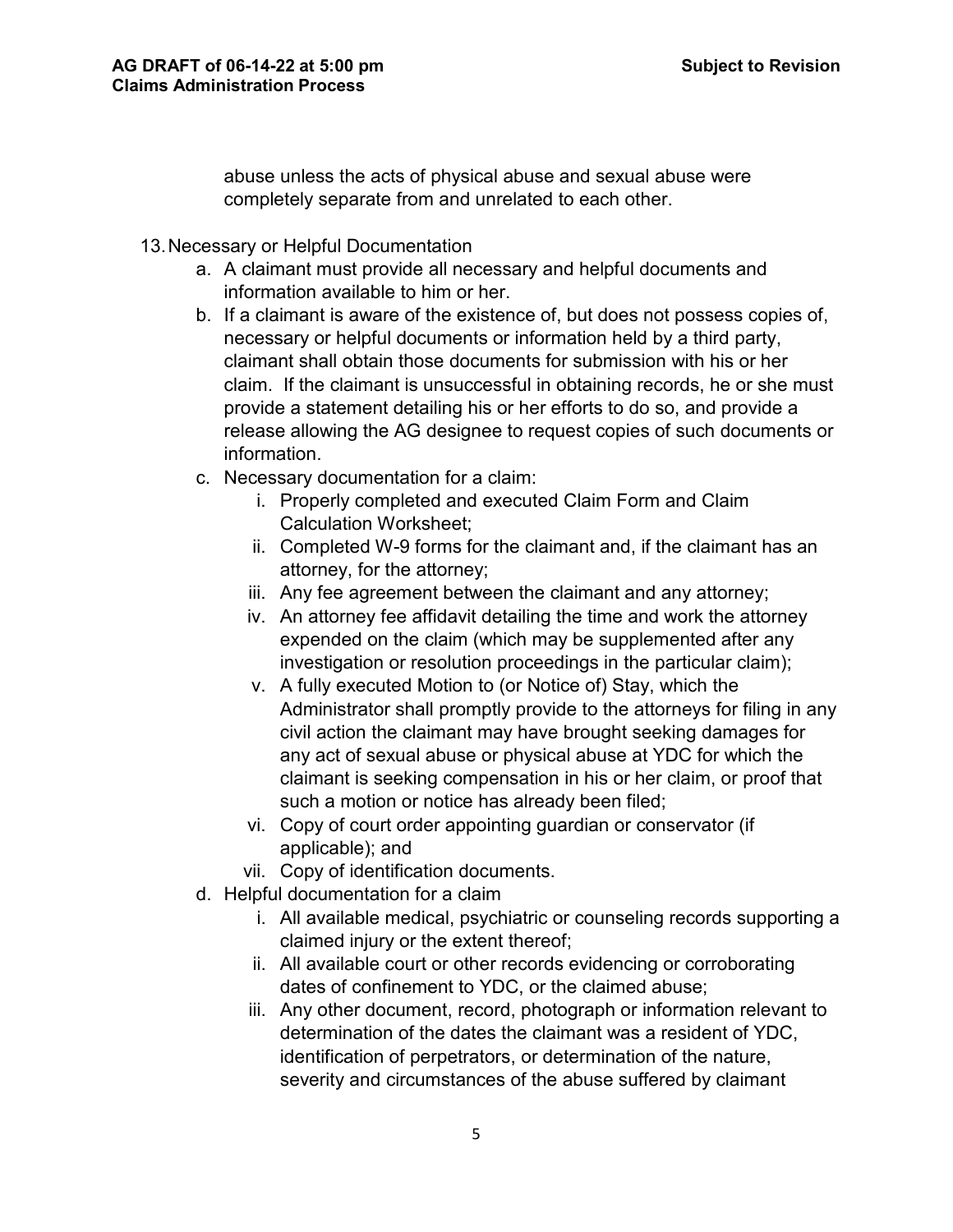abuse unless the acts of physical abuse and sexual abuse were completely separate from and unrelated to each other.

13. Necessary or Helpful Documentation
    a. A claimant must provide all necessary and helpful documents and information available to him or her.
    b. If a claimant is aware of the existence of, but does not possess copies of, necessary or helpful documents or information held by a third party, claimant shall obtain those documents for submission with his or her claim. If the claimant is unsuccessful in obtaining records, he or she must provide a statement detailing his or her efforts to do so, and provide a release allowing the AG designee to request copies of such documents or information.
    c. Necessary documentation for a claim:
        i. Properly completed and executed Claim Form and Claim Calculation Worksheet;
        ii. Completed W-9 forms for the claimant and, if the claimant has an attorney, for the attorney;
        iii. Any fee agreement between the claimant and any attorney;
        iv. An attorney fee affidavit detailing the time and work the attorney expended on the claim (which may be supplemented after any investigation or resolution proceedings in the particular claim);
        v. A fully executed Motion to (or Notice of) Stay, which the Administrator shall promptly provide to the attorneys for filing in any civil action the claimant may have brought seeking damages for any act of sexual abuse or physical abuse at YDC for which the claimant is seeking compensation in his or her claim, or proof that such a motion or notice has already been filed;
        vi. Copy of court order appointing guardian or conservator (if applicable); and
        vii. Copy of identification documents.
    d. Helpful documentation for a claim
        i. All available medical, psychiatric or counseling records supporting a claimed injury or the extent thereof;
        ii. All available court or other records evidencing or corroborating dates of confinement to YDC, or the claimed abuse;
        iii. Any other document, record, photograph or information relevant to determination of the dates the claimant was a resident of YDC, identification of perpetrators, or determination of the nature, severity and circumstances of the abuse suffered by claimant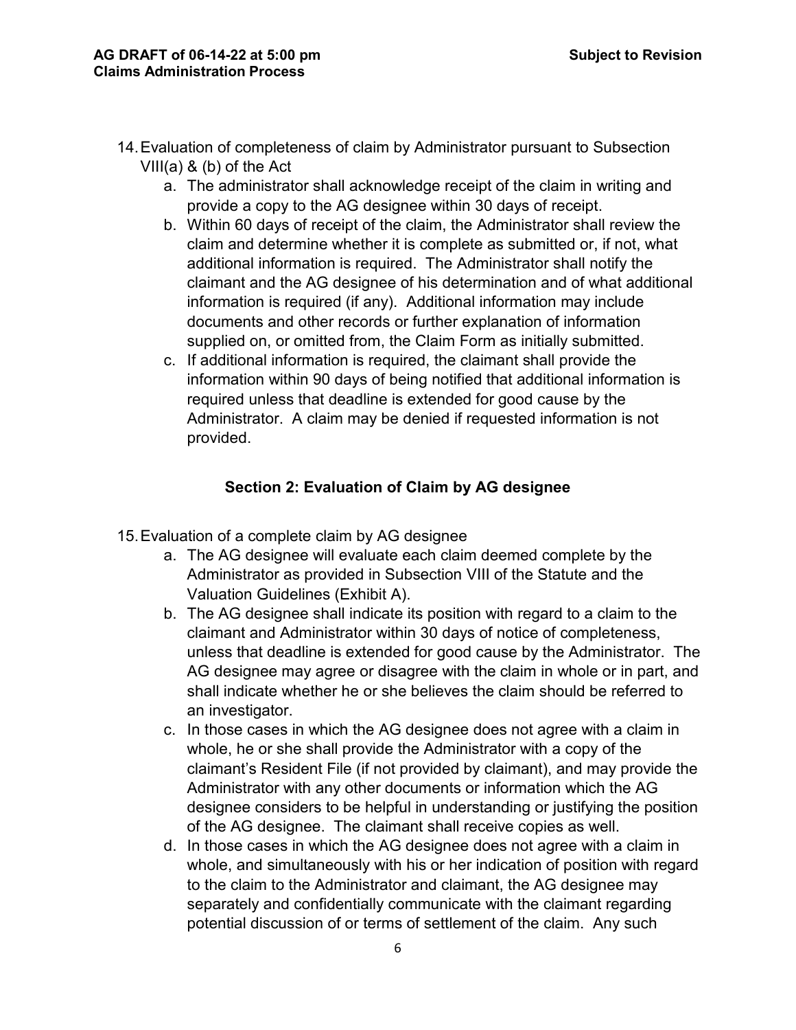14. Evaluation of completeness of claim by Administrator pursuant to Subsection VIII(a) & (b) of the Act
    a. The administrator shall acknowledge receipt of the claim in writing and provide a copy to the AG designee within 30 days of receipt.
    b. Within 60 days of receipt of the claim, the Administrator shall review the claim and determine whether it is complete as submitted or, if not, what additional information is required. The Administrator shall notify the claimant and the AG designee of his determination and of what additional information is required (if any). Additional information may include documents and other records or further explanation of information supplied on, or omitted from, the Claim Form as initially submitted.
    c. If additional information is required, the claimant shall provide the information within 90 days of being notified that additional information is required unless that deadline is extended for good cause by the Administrator. A claim may be denied if requested information is not provided.

## Section 2: Evaluation of Claim by AG designee

15. Evaluation of a complete claim by AG designee
    a. The AG designee will evaluate each claim deemed complete by the Administrator as provided in Subsection VIII of the Statute and the Valuation Guidelines (Exhibit A).
    b. The AG designee shall indicate its position with regard to a claim to the claimant and Administrator within 30 days of notice of completeness, unless that deadline is extended for good cause by the Administrator. The AG designee may agree or disagree with the claim in whole or in part, and shall indicate whether he or she believes the claim should be referred to an investigator.
    c. In those cases in which the AG designee does not agree with a claim in whole, he or she shall provide the Administrator with a copy of the claimant's Resident File (if not provided by claimant), and may provide the Administrator with any other documents or information which the AG designee considers to be helpful in understanding or justifying the position of the AG designee. The claimant shall receive copies as well.
    d. In those cases in which the AG designee does not agree with a claim in whole, and simultaneously with his or her indication of position with regard to the claim to the Administrator and claimant, the AG designee may separately and confidentially communicate with the claimant regarding potential discussion of or terms of settlement of the claim. Any such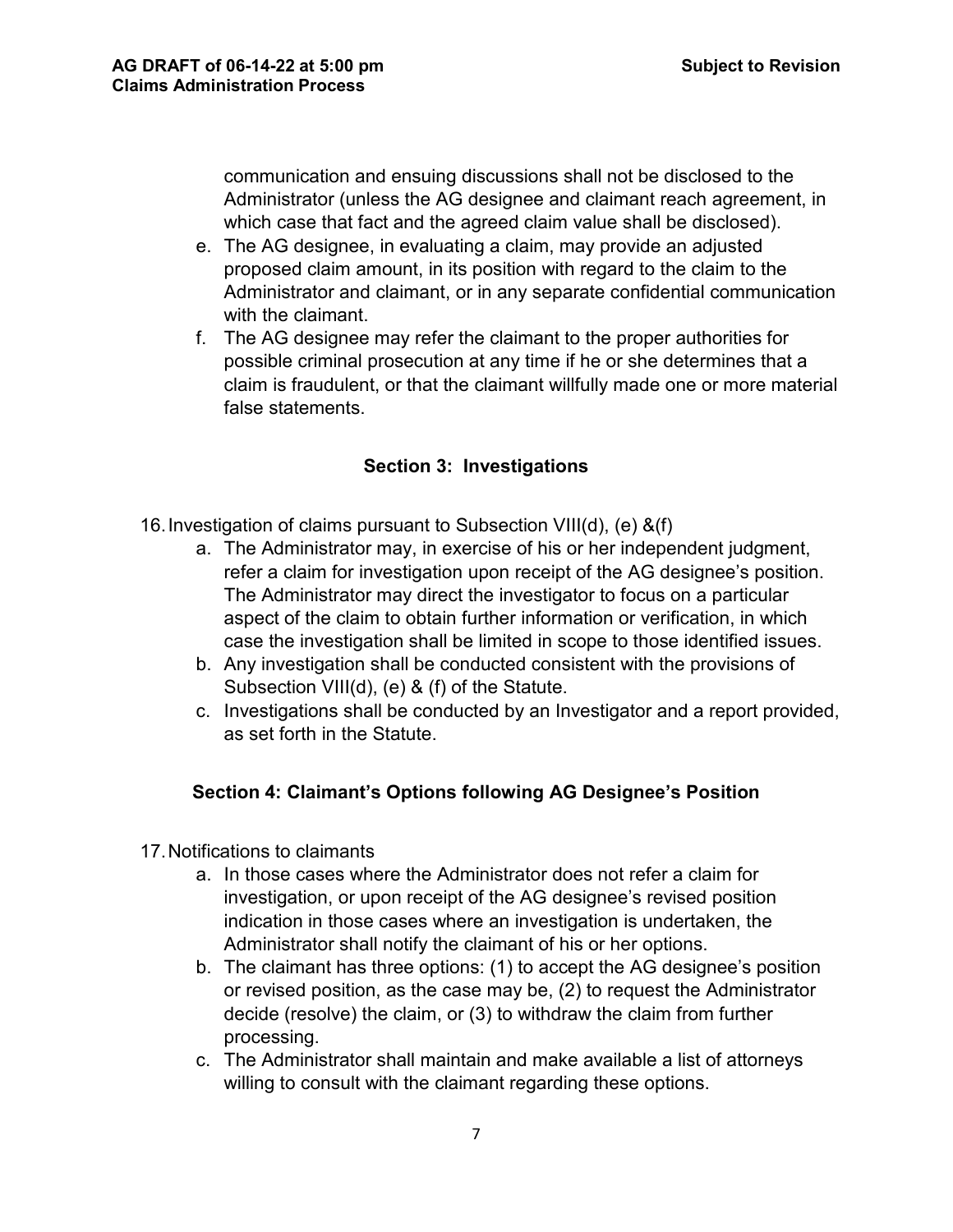communication and ensuing discussions shall not be disclosed to the Administrator (unless the AG designee and claimant reach agreement, in which case that fact and the agreed claim value shall be disclosed).

e. The AG designee, in evaluating a claim, may provide an adjusted proposed claim amount, in its position with regard to the claim to the Administrator and claimant, or in any separate confidential communication with the claimant.

f. The AG designee may refer the claimant to the proper authorities for possible criminal prosecution at any time if he or she determines that a claim is fraudulent, or that the claimant willfully made one or more material false statements.

## Section 3: Investigations

16. Investigation of claims pursuant to Subsection VIII(d), (e) &(f)

    a. The Administrator may, in exercise of his or her independent judgment, refer a claim for investigation upon receipt of the AG designee's position. The Administrator may direct the investigator to focus on a particular aspect of the claim to obtain further information or verification, in which case the investigation shall be limited in scope to those identified issues.

    b. Any investigation shall be conducted consistent with the provisions of Subsection VIII(d), (e) & (f) of the Statute.

    c. Investigations shall be conducted by an Investigator and a report provided, as set forth in the Statute.

## Section 4: Claimant's Options following AG Designee's Position

17. Notifications to claimants

    a. In those cases where the Administrator does not refer a claim for investigation, or upon receipt of the AG designee's revised position indication in those cases where an investigation is undertaken, the Administrator shall notify the claimant of his or her options.

    b. The claimant has three options: (1) to accept the AG designee's position or revised position, as the case may be, (2) to request the Administrator decide (resolve) the claim, or (3) to withdraw the claim from further processing.

    c. The Administrator shall maintain and make available a list of attorneys willing to consult with the claimant regarding these options.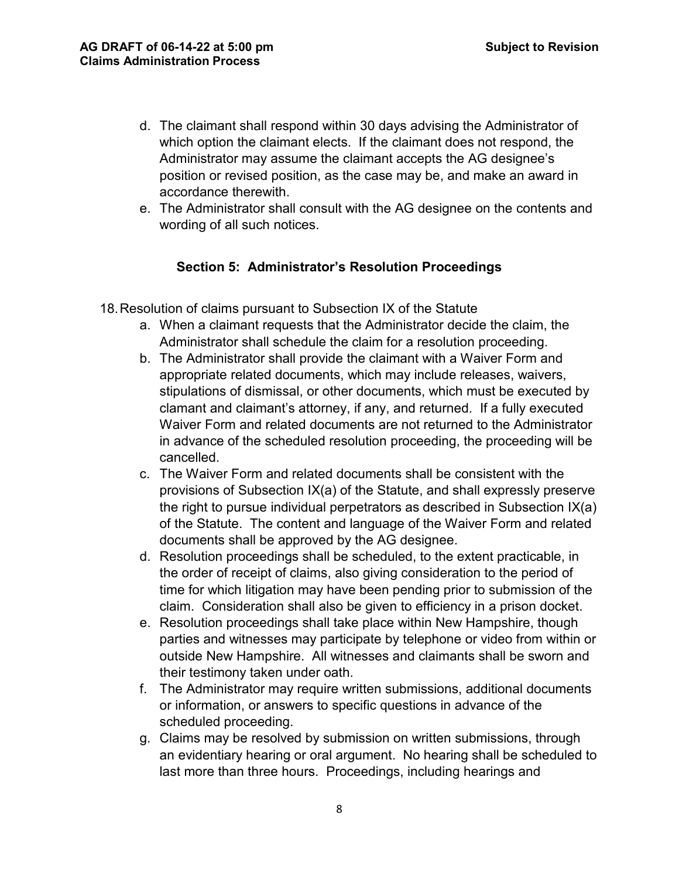d. The claimant shall respond within 30 days advising the Administrator of which option the claimant elects. If the claimant does not respond, the Administrator may assume the claimant accepts the AG designee's position or revised position, as the case may be, and make an award in accordance therewith.
e. The Administrator shall consult with the AG designee on the contents and wording of all such notices.

## Section 5: Administrator's Resolution Proceedings

18. Resolution of claims pursuant to Subsection IX of the Statute
    a. When a claimant requests that the Administrator decide the claim, the Administrator shall schedule the claim for a resolution proceeding.
    b. The Administrator shall provide the claimant with a Waiver Form and appropriate related documents, which may include releases, waivers, stipulations of dismissal, or other documents, which must be executed by clamant and claimant's attorney, if any, and returned. If a fully executed Waiver Form and related documents are not returned to the Administrator in advance of the scheduled resolution proceeding, the proceeding will be cancelled.
    c. The Waiver Form and related documents shall be consistent with the provisions of Subsection IX(a) of the Statute, and shall expressly preserve the right to pursue individual perpetrators as described in Subsection IX(a) of the Statute. The content and language of the Waiver Form and related documents shall be approved by the AG designee.
    d. Resolution proceedings shall be scheduled, to the extent practicable, in the order of receipt of claims, also giving consideration to the period of time for which litigation may have been pending prior to submission of the claim. Consideration shall also be given to efficiency in a prison docket.
    e. Resolution proceedings shall take place within New Hampshire, though parties and witnesses may participate by telephone or video from within or outside New Hampshire. All witnesses and claimants shall be sworn and their testimony taken under oath.
    f. The Administrator may require written submissions, additional documents or information, or answers to specific questions in advance of the scheduled proceeding.
    g. Claims may be resolved by submission on written submissions, through an evidentiary hearing or oral argument. No hearing shall be scheduled to last more than three hours. Proceedings, including hearings and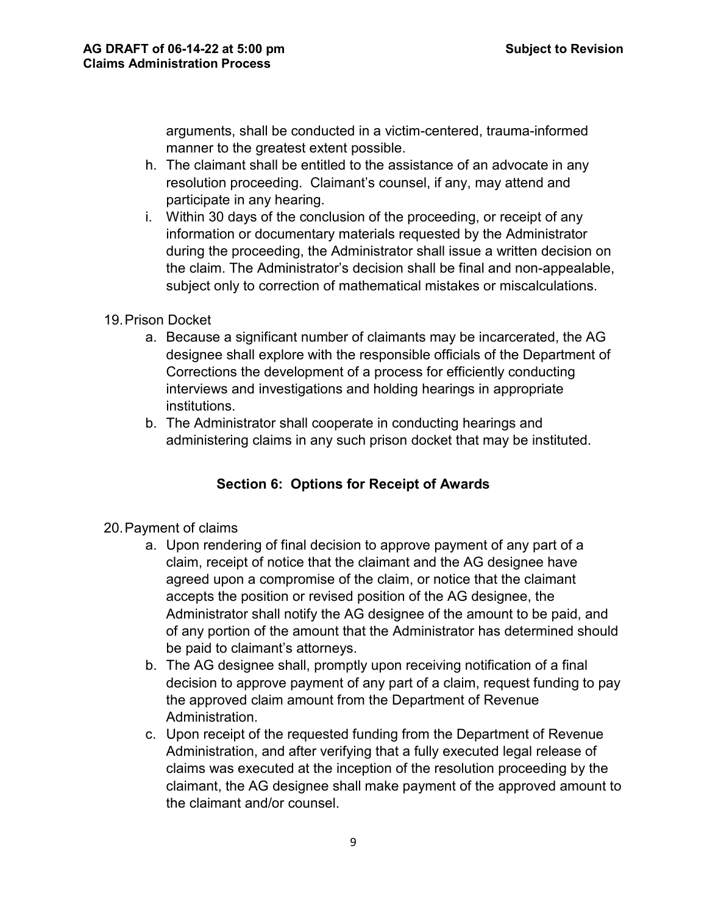arguments, shall be conducted in a victim-centered, trauma-informed manner to the greatest extent possible.

h. The claimant shall be entitled to the assistance of an advocate in any resolution proceeding. Claimant's counsel, if any, may attend and participate in any hearing.

i. Within 30 days of the conclusion of the proceeding, or receipt of any information or documentary materials requested by the Administrator during the proceeding, the Administrator shall issue a written decision on the claim. The Administrator's decision shall be final and non-appealable, subject only to correction of mathematical mistakes or miscalculations.

19. Prison Docket

   a. Because a significant number of claimants may be incarcerated, the AG designee shall explore with the responsible officials of the Department of Corrections the development of a process for efficiently conducting interviews and investigations and holding hearings in appropriate institutions.

   b. The Administrator shall cooperate in conducting hearings and administering claims in any such prison docket that may be instituted.

## Section 6: Options for Receipt of Awards

20. Payment of claims

   a. Upon rendering of final decision to approve payment of any part of a claim, receipt of notice that the claimant and the AG designee have agreed upon a compromise of the claim, or notice that the claimant accepts the position or revised position of the AG designee, the Administrator shall notify the AG designee of the amount to be paid, and of any portion of the amount that the Administrator has determined should be paid to claimant's attorneys.

   b. The AG designee shall, promptly upon receiving notification of a final decision to approve payment of any part of a claim, request funding to pay the approved claim amount from the Department of Revenue Administration.

   c. Upon receipt of the requested funding from the Department of Revenue Administration, and after verifying that a fully executed legal release of claims was executed at the inception of the resolution proceeding by the claimant, the AG designee shall make payment of the approved amount to the claimant and/or counsel.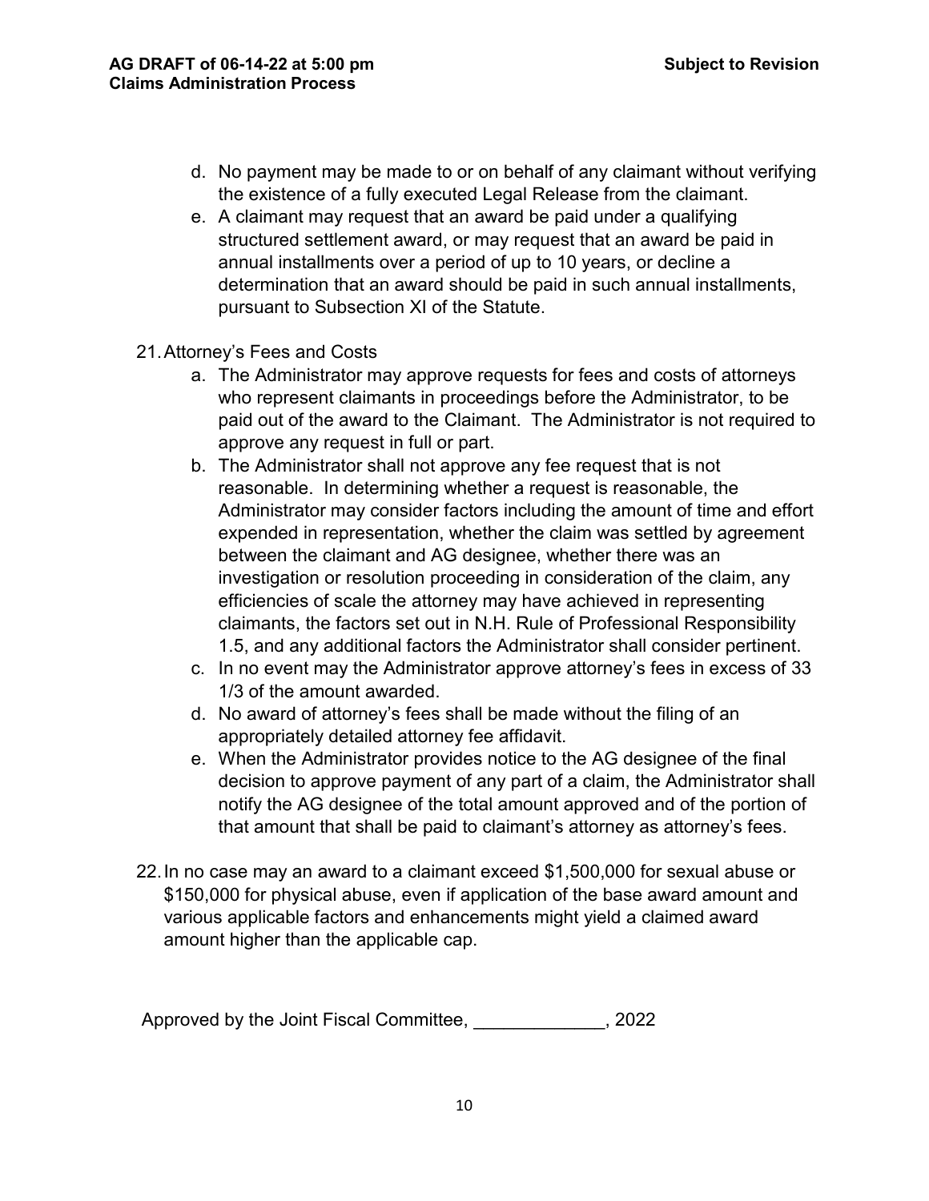d. No payment may be made to or on behalf of any claimant without verifying the existence of a fully executed Legal Release from the claimant.
e. A claimant may request that an award be paid under a qualifying structured settlement award, or may request that an award be paid in annual installments over a period of up to 10 years, or decline a determination that an award should be paid in such annual installments, pursuant to Subsection XI of the Statute.

21. Attorney's Fees and Costs
    a. The Administrator may approve requests for fees and costs of attorneys who represent claimants in proceedings before the Administrator, to be paid out of the award to the Claimant. The Administrator is not required to approve any request in full or part.
    b. The Administrator shall not approve any fee request that is not reasonable. In determining whether a request is reasonable, the Administrator may consider factors including the amount of time and effort expended in representation, whether the claim was settled by agreement between the claimant and AG designee, whether there was an investigation or resolution proceeding in consideration of the claim, any efficiencies of scale the attorney may have achieved in representing claimants, the factors set out in N.H. Rule of Professional Responsibility 1.5, and any additional factors the Administrator shall consider pertinent.
    c. In no event may the Administrator approve attorney's fees in excess of 33 1/3 of the amount awarded.
    d. No award of attorney's fees shall be made without the filing of an appropriately detailed attorney fee affidavit.
    e. When the Administrator provides notice to the AG designee of the final decision to approve payment of any part of a claim, the Administrator shall notify the AG designee of the total amount approved and of the portion of that amount that shall be paid to claimant's attorney as attorney's fees.

22. In no case may an award to a claimant exceed $1,500,000 for sexual abuse or $150,000 for physical abuse, even if application of the base award amount and various applicable factors and enhancements might yield a claimed award amount higher than the applicable cap.

Approved by the Joint Fiscal Committee, _____________, 2022